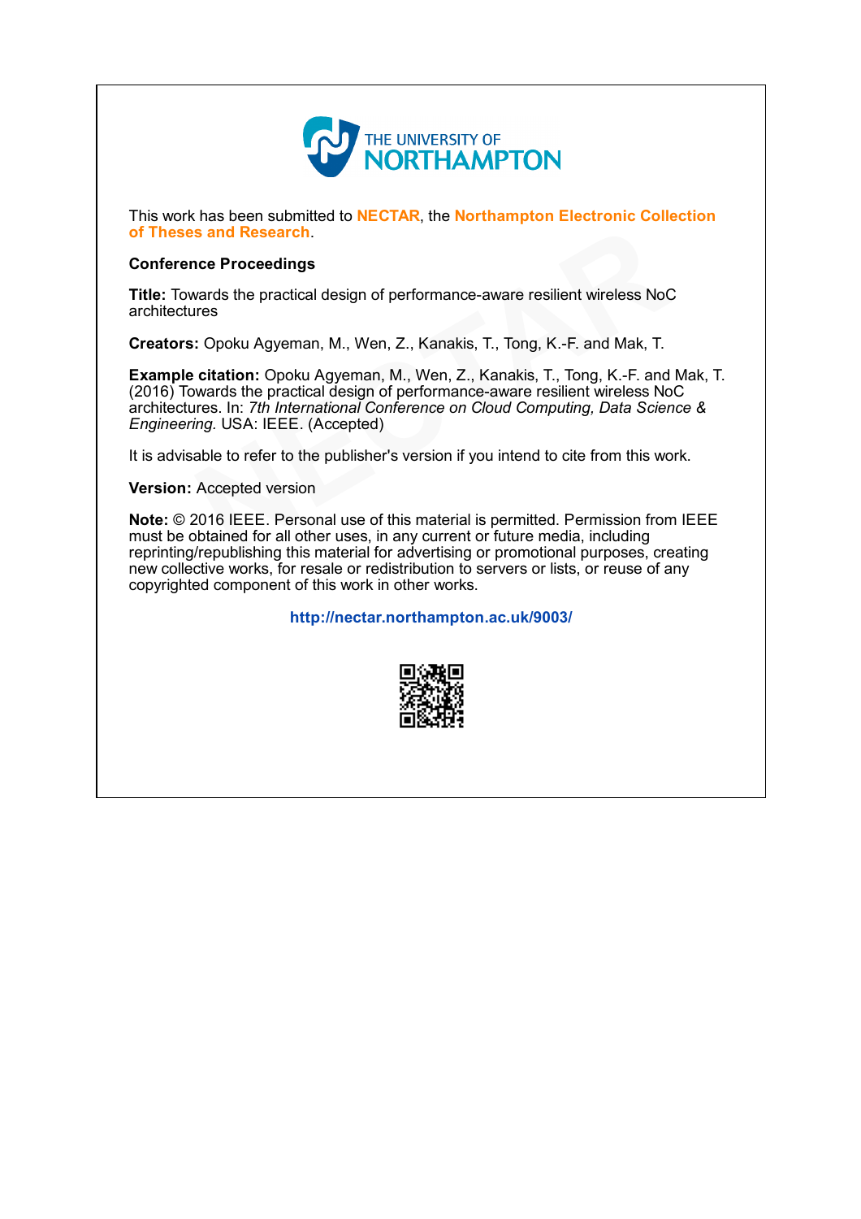THE UNIVERSITY OF NORTHAMPTON

This work has been submitted to **NECTAR**, the **Northampton Electronic Collection of Theses and Research**.

**Conference Proceedings**

**Title:** Towards the practical design of performance-aware resilient wireless NoC architectures

**Creators:** Opoku Agyeman, M., Wen, Z., Kanakis, T., Tong, K.-F. and Mak, T.

**Example citation:** Opoku Agyeman, M., Wen, Z., Kanakis, T., Tong, K.-F. and Mak, T. (2016) Towards the practical design of performance-aware resilient wireless NoC architectures. In: *7th International Conference on Cloud Computing, Data Science & Engineering.* USA: IEEE. (Accepted)

It is advisable to refer to the publisher's version if you intend to cite from this work.

**Version:** Accepted version

**Note:** © 2016 IEEE. Personal use of this material is permitted. Permission from IEEE must be obtained for all other uses, in any current or future media, including reprinting/republishing this material for advertising or promotional purposes, creating new collective works, for resale or redistribution to servers or lists, or reuse of any copyrighted component of this work in other works.

**http://nectar.northampton.ac.uk/9003/**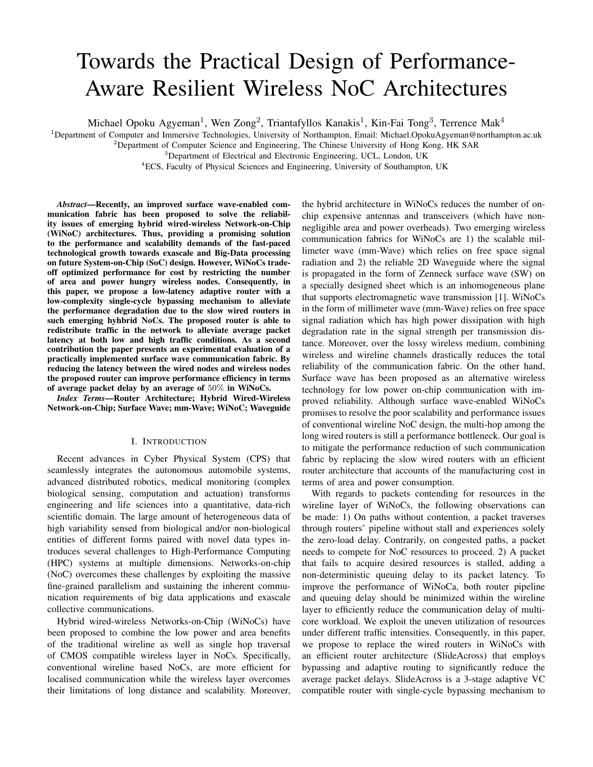# Towards the Practical Design of Performance-Aware Resilient Wireless NoC Architectures

Michael Opoku Agyeman[1], Wen Zong[2], Triantafyllos Kanakis[1], Kin-Fai Tong[3], Terrence Mak[4]

[1]Department of Computer and Immersive Technologies, University of Northampton, Email: Michael.OpokuAgyeman@northampton.ac.uk
[2]Department of Computer Science and Engineering, The Chinese University of Hong Kong, HK SAR
[3]Department of Electrical and Electronic Engineering, UCL, London, UK
[4]ECS, Faculty of Physical Sciences and Engineering, University of Southampton, UK

***Abstract*—Recently, an improved surface wave-enabled communication fabric has been proposed to solve the reliability issues of emerging hybrid wired-wireless Network-on-Chip (WiNoC) architectures. Thus, providing a promising solution to the performance and scalability demands of the fast-paced technological growth towards exascale and Big-Data processing on future System-on-Chip (SoC) design. However, WiNoCs trade-off optimized performance for cost by restricting the number of area and power hungry wireless nodes. Consequently, in this paper, we propose a low-latency adaptive router with a low-complexity single-cycle bypassing mechanism to alleviate the performance degradation due to the slow wired routers in such emerging hyhbrid NoCs. The proposed router is able to redistribute traffic in the network to alleviate average packet latency at both low and high traffic conditions. As a second contribution the paper presents an experimental evaluation of a practically implemented surface wave communication fabric. By reducing the latency between the wired nodes and wireless nodes the proposed router can improve performance efficiency in terms of average packet delay by an average of $50\%$ in WiNoCs.**

***Index Terms*—Router Architecture; Hybrid Wired-Wireless Network-on-Chip; Surface Wave; mm-Wave; WiNoC; Waveguide**

## I. Introduction

Recent advances in Cyber Physical System (CPS) that seamlessly integrates the autonomous automobile systems, advanced distributed robotics, medical monitoring (complex biological sensing, computation and actuation) transforms engineering and life sciences into a quantitative, data-rich scientific domain. The large amount of heterogeneous data of high variability sensed from biological and/or non-biological entities of different forms paired with novel data types introduces several challenges to High-Performance Computing (HPC) systems at multiple dimensions. Networks-on-chip (NoC) overcomes these challenges by exploiting the massive fine-grained parallelism and sustaining the inherent communication requirements of big data applications and exascale collective communications.

Hybrid wired-wireless Networks-on-Chip (WiNoCs) have been proposed to combine the low power and area benefits of the traditional wireline as well as single hop traversal of CMOS compatible wireless layer in NoCs. Specifically, conventional wireline based NoCs, are more efficient for localised communication while the wireless layer overcomes their limitations of long distance and scalability. Moreover, the hybrid architecture in WiNoCs reduces the number of on-chip expensive antennas and transceivers (which have non-negligible area and power overheads). Two emerging wireless communication fabrics for WiNoCs are 1) the scalable millimeter wave (mm-Wave) which relies on free space signal radiation and 2) the reliable 2D Waveguide where the signal is propagated in the form of Zenneck surface wave (SW) on a specially designed sheet which is an inhomogeneous plane that supports electromagnetic wave transmission [1]. WiNoCs in the form of millimeter wave (mm-Wave) relies on free space signal radiation which has high power dissipation with high degradation rate in the signal strength per transmission distance. Moreover, over the lossy wireless medium, combining wireless and wireline channels drastically reduces the total reliability of the communication fabric. On the other hand, Surface wave has been proposed as an alternative wireless technology for low power on-chip communication with improved reliability. Although surface wave-enabled WiNoCs promises to resolve the poor scalability and performance issues of conventional wireline NoC design, the multi-hop among the long wired routers is still a performance bottleneck. Our goal is to mitigate the performance reduction of such communication fabric by replacing the slow wired routers with an efficient router architecture that accounts of the manufacturing cost in terms of area and power consumption.

With regards to packets contending for resources in the wireline layer of WiNoCs, the following observations can be made: 1) On paths without contention, a packet traverses through routers' pipeline without stall and experiences solely the zero-load delay. Contrarily, on congested paths, a packet needs to compete for NoC resources to proceed. 2) A packet that fails to acquire desired resources is stalled, adding a non-deterministic queuing delay to its packet latency. To improve the performance of WiNoCa, both router pipeline and queuing delay should be minimized within the wireline layer to efficiently reduce the communication delay of multi-core workload. We exploit the uneven utilization of resources under different traffic intensities. Consequently, in this paper, we propose to replace the wired routers in WiNoCs with an efficient router architecture (SlideAcross) that employs bypassing and adaptive routing to significantly reduce the average packet delays. SlideAcross is a 3-stage adaptive VC compatible router with single-cycle bypassing mechanism to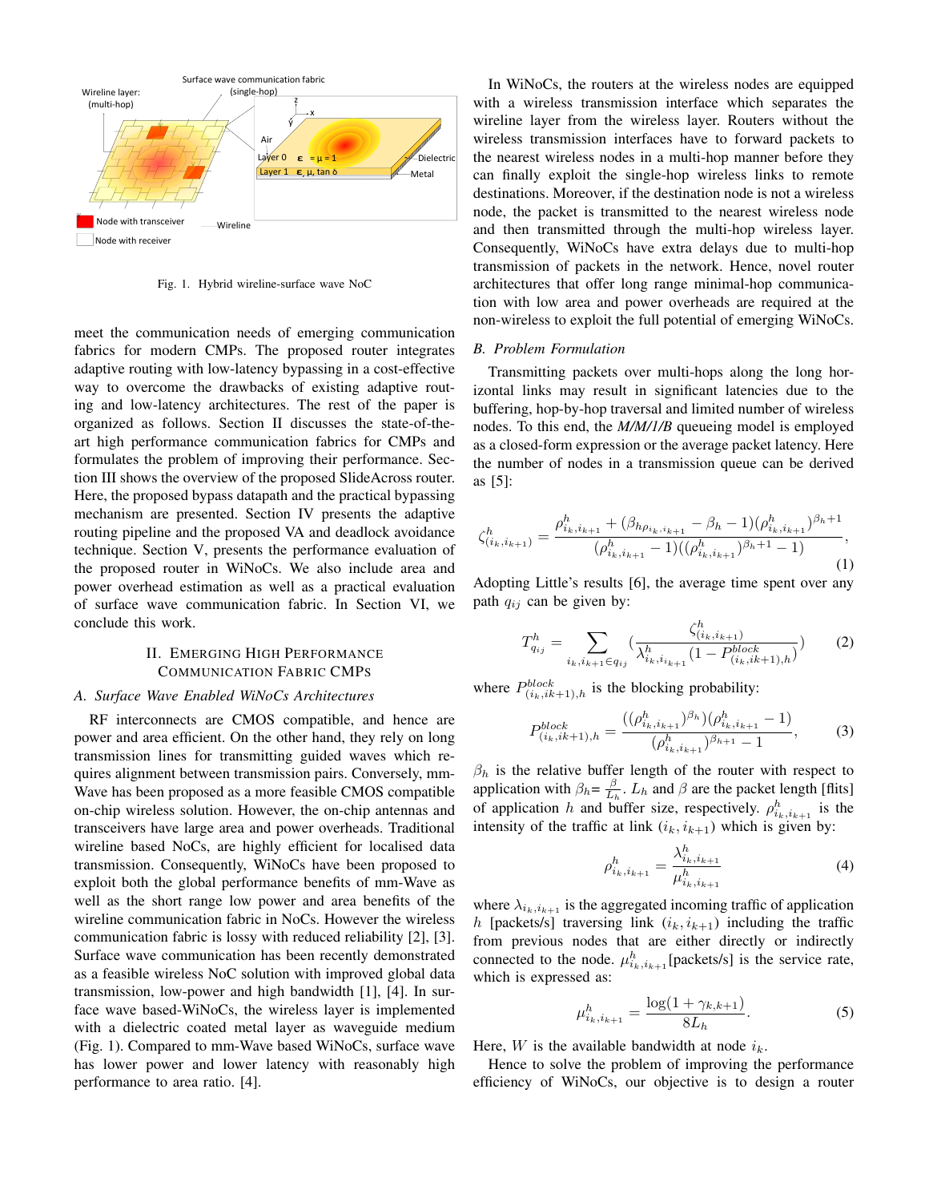Fig. 1. Hybrid wireline-surface wave NoC

meet the communication needs of emerging communication fabrics for modern CMPs. The proposed router integrates adaptive routing with low-latency bypassing in a cost-effective way to overcome the drawbacks of existing adaptive routing and low-latency architectures. The rest of the paper is organized as follows. Section II discusses the state-of-the-art high performance communication fabrics for CMPs and formulates the problem of improving their performance. Section III shows the overview of the proposed SlideAcross router. Here, the proposed bypass datapath and the practical bypassing mechanism are presented. Section IV presents the adaptive routing pipeline and the proposed VA and deadlock avoidance technique. Section V, presents the performance evaluation of the proposed router in WiNoCs. We also include area and power overhead estimation as well as a practical evaluation of surface wave communication fabric. In Section VI, we conclude this work.

## II. Emerging High Performance Communication Fabric CMPs

### A. Surface Wave Enabled WiNoCs Architectures

RF interconnects are CMOS compatible, and hence are power and area efficient. On the other hand, they rely on long transmission lines for transmitting guided waves which requires alignment between transmission pairs. Conversely, mm-Wave has been proposed as a more feasible CMOS compatible on-chip wireless solution. However, the on-chip antennas and transceivers have large area and power overheads. Traditional wireline based NoCs, are highly efficient for localised data transmission. Consequently, WiNoCs have been proposed to exploit both the global performance benefits of mm-Wave as well as the short range low power and area benefits of the wireline communication fabric in NoCs. However the wireless communication fabric is lossy with reduced reliability [2], [3]. Surface wave communication has been recently demonstrated as a feasible wireless NoC solution with improved global data transmission, low-power and high bandwidth [1], [4]. In surface wave based-WiNoCs, the wireless layer is implemented with a dielectric coated metal layer as waveguide medium (Fig. 1). Compared to mm-Wave based WiNoCs, surface wave has lower power and lower latency with reasonably high performance to area ratio. [4].

In WiNoCs, the routers at the wireless nodes are equipped with a wireless transmission interface which separates the wireline layer from the wireless layer. Routers without the wireless transmission interfaces have to forward packets to the nearest wireless nodes in a multi-hop manner before they can finally exploit the single-hop wireless links to remote destinations. Moreover, if the destination node is not a wireless node, the packet is transmitted to the nearest wireless node and then transmitted through the multi-hop wireless layer. Consequently, WiNoCs have extra delays due to multi-hop transmission of packets in the network. Hence, novel router architectures that offer long range minimal-hop communication with low area and power overheads are required at the non-wireless to exploit the full potential of emerging WiNoCs.

### B. Problem Formulation

Transmitting packets over multi-hops along the long horizontal links may result in significant latencies due to the buffering, hop-by-hop traversal and limited number of wireless nodes. To this end, the *M/M/1/B* queueing model is employed as a closed-form expression or the average packet latency. Here the number of nodes in a transmission queue can be derived as [5]:

$$\zeta^h_{(i_k,i_{k+1})} = \frac{\rho^h_{i_k,i_{k+1}} + (\beta_{h\rho_{i_k,i_{k+1}}} - \beta_h - 1)(\rho^h_{i_k,i_{k+1}})^{\beta_h+1}}{(\rho^h_{i_k,i_{k+1}} - 1)((\rho^h_{i_k,i_{k+1}})^{\beta_h+1} - 1)}, \tag{1}$$

Adopting Little's results [6], the average time spent over any path $q_{ij}$ can be given by:

$$T^h_{q_{ij}} = \sum_{i_k,i_{k+1} \in q_{ij}} \left(\frac{\zeta^h_{(i_k,i_{k+1})}}{\lambda^h_{i_k,i_{k+1}}(1 - P^{block}_{(i_k,ik+1),h})}\right) \tag{2}$$

where $P^{block}_{(i_k,ik+1),h}$ is the blocking probability:

$$P^{block}_{(i_k,ik+1),h} = \frac{((\rho^h_{i_k,i_{k+1}})^{\beta_h})(\rho^h_{i_k,i_{k+1}} - 1)}{(\rho^h_{i_k,i_{k+1}})^{\beta_h+1} - 1}, \tag{3}$$

$\beta_h$ is the relative buffer length of the router with respect to application with $\beta_h = \frac{\beta}{L_h}$. $L_h$ and $\beta$ are the packet length [flits] of application $h$ and buffer size, respectively. $\rho^h_{i_k,i_{k+1}}$ is the intensity of the traffic at link $(i_k, i_{k+1})$ which is given by:

$$\rho^h_{i_k,i_{k+1}} = \frac{\lambda^h_{i_k,i_{k+1}}}{\mu^h_{i_k,i_{k+1}}} \tag{4}$$

where $\lambda_{i_k,i_{k+1}}$ is the aggregated incoming traffic of application $h$ [packets/s] traversing link $(i_k, i_{k+1})$ including the traffic from previous nodes that are either directly or indirectly connected to the node. $\mu^h_{i_k,i_{k+1}}$[packets/s] is the service rate, which is expressed as:

$$\mu^h_{i_k,i_{k+1}} = \frac{\log(1 + \gamma_{k,k+1})}{8L_h}. \tag{5}$$

Here, $W$ is the available bandwidth at node $i_k$.

Hence to solve the problem of improving the performance efficiency of WiNoCs, our objective is to design a router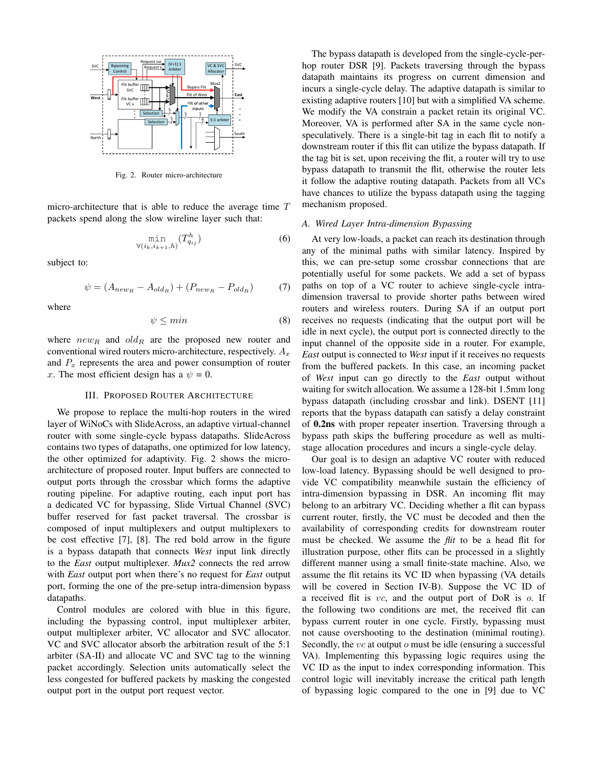SVC
Bypassing Control
Request svc
Request v
(V+1):1 Arbiter
VC & SVC Allocator
SVC
Flit buffer SVC
Flit buffer VC v
West
Mux
Bypass Flit
Mux2
Flit of West
East
Flit of other inputs
5:1 arbiter
Selection
Selection
5
5
1
4
North
South

Fig. 2. Router micro-architecture

micro-architecture that is able to reduce the average time $T$ packets spend along the slow wireline layer such that:

$$\min_{\forall(i_k,i_{k+1},h)} (T^h_{q_{ij}}) \tag{6}$$

subject to:

$$\psi = (A_{new_R} - A_{old_R}) + (P_{new_R} - P_{old_R}) \tag{7}$$

where

$$\psi \leq min \tag{8}$$

where $new_R$ and $old_R$ are the proposed new router and conventional wired routers micro-architecture, respectively. $A_x$ and $P_x$ represents the area and power consumption of router $x$. The most efficient design has a $\psi$ = 0.

## III. Proposed Router Architecture

We propose to replace the multi-hop routers in the wired layer of WiNoCs with SlideAcross, an adaptive virtual-channel router with some single-cycle bypass datapaths. SlideAcross contains two types of datapaths, one optimized for low latency, the other optimized for adaptivity. Fig. 2 shows the micro-architecture of proposed router. Input buffers are connected to output ports through the crossbar which forms the adaptive routing pipeline. For adaptive routing, each input port has a dedicated VC for bypassing, Slide Virtual Channel (SVC) buffer reserved for fast packet traversal. The crossbar is composed of input multiplexers and output multiplexers to be cost effective [7], [8]. The red bold arrow in the figure is a bypass datapath that connects *West* input link directly to the *East* output multiplexer. *Mux2* connects the red arrow with *East* output port when there's no request for *East* output port, forming the one of the pre-setup intra-dimension bypass datapaths.

Control modules are colored with blue in this figure, including the bypassing control, input multiplexer arbiter, output multiplexer arbiter, VC allocator and SVC allocator. VC and SVC allocator absorb the arbitration result of the 5:1 arbiter (SA-II) and allocate VC and SVC tag to the winning packet accordingly. Selection units automatically select the less congested for buffered packets by masking the congested output port in the output port request vector.

The bypass datapath is developed from the single-cycle-per-hop router DSR [9]. Packets traversing through the bypass datapath maintains its progress on current dimension and incurs a single-cycle delay. The adaptive datapath is similar to existing adaptive routers [10] but with a simplified VA scheme. We modify the VA constrain a packet retain its original VC. Moreover, VA is performed after SA in the same cycle non-speculatively. There is a single-bit tag in each flit to notify a downstream router if this flit can utilize the bypass datapath. If the tag bit is set, upon receiving the flit, a router will try to use bypass datapath to transmit the flit, otherwise the router lets it follow the adaptive routing datapath. Packets from all VCs have chances to utilize the bypass datapath using the tagging mechanism proposed.

### A. Wired Layer Intra-dimension Bypassing

At very low-loads, a packet can reach its destination through any of the minimal paths with similar latency. Inspired by this, we can pre-setup some crossbar connections that are potentially useful for some packets. We add a set of bypass paths on top of a VC router to achieve single-cycle intra-dimension traversal to provide shorter paths between wired routers and wireless routers. During SA if an output port receives no requests (indicating that the output port will be idle in next cycle), the output port is connected directly to the input channel of the opposite side in a router. For example, *East* output is connected to *West* input if it receives no requests from the buffered packets. In this case, an incoming packet of *West* input can go directly to the *East* output without waiting for switch allocation. We assume a 128-bit 1.5mm long bypass datapath (including crossbar and link). DSENT [11] reports that the bypass datapath can satisfy a delay constraint of **0.2ns** with proper repeater insertion. Traversing through a bypass path skips the buffering procedure as well as multi-stage allocation procedures and incurs a single-cycle delay.

Our goal is to design an adaptive VC router with reduced low-load latency. Bypassing should be well designed to provide VC compatibility meanwhile sustain the efficiency of intra-dimension bypassing in DSR. An incoming flit may belong to an arbitrary VC. Deciding whether a flit can bypass current router, firstly, the VC must be decoded and then the availability of corresponding credits for downstream router must be checked. We assume the *flit* to be a head flit for illustration purpose, other flits can be processed in a slightly different manner using a small finite-state machine. Also, we assume the flit retains its VC ID when bypassing (VA details will be covered in Section IV-B). Suppose the VC ID of a received flit is $vc$, and the output port of DoR is $o$. If the following two conditions are met, the received flit can bypass current router in one cycle. Firstly, bypassing must not cause overshooting to the destination (minimal routing). Secondly, the $vc$ at output $o$ must be idle (ensuring a successful VA). Implementing this bypassing logic requires using the VC ID as the input to index corresponding information. This control logic will inevitably increase the critical path length of bypassing logic compared to the one in [9] due to VC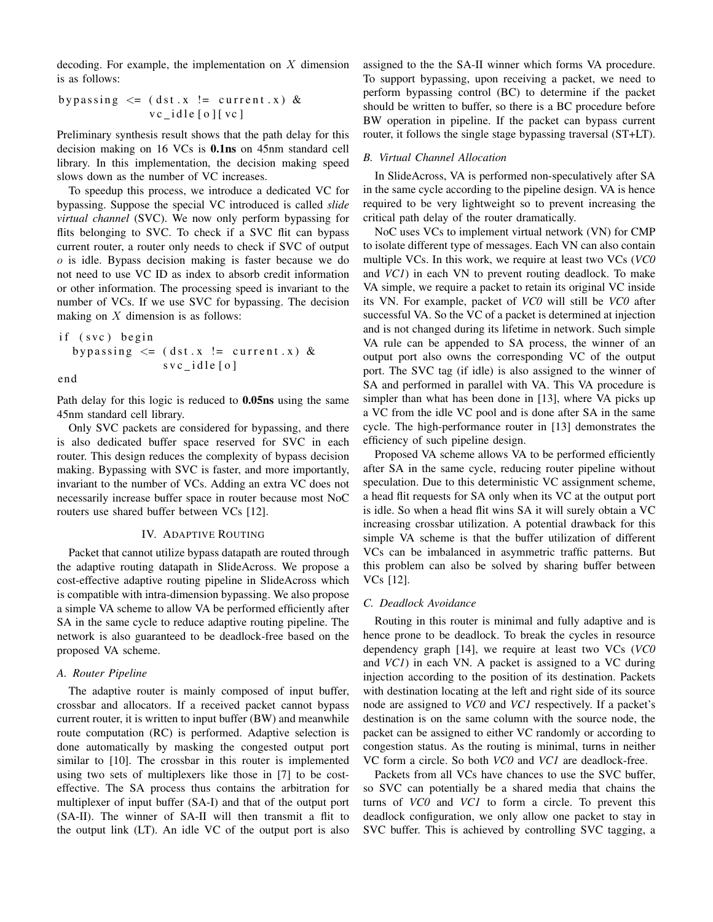decoding. For example, the implementation on $X$ dimension is as follows:

```
bypassing <= (dst.x != current.x) &
             vc_idle[o][vc]
```

Preliminary synthesis result shows that the path delay for this decision making on 16 VCs is **0.1ns** on 45nm standard cell library. In this implementation, the decision making speed slows down as the number of VC increases.

To speedup this process, we introduce a dedicated VC for bypassing. Suppose the special VC introduced is called *slide virtual channel* (SVC). We now only perform bypassing for flits belonging to SVC. To check if a SVC flit can bypass current router, a router only needs to check if SVC of output $o$ is idle. Bypass decision making is faster because we do not need to use VC ID as index to absorb credit information or other information. The processing speed is invariant to the number of VCs. If we use SVC for bypassing. The decision making on $X$ dimension is as follows:

```
if (svc) begin
  bypassing <= (dst.x != current.x) &
               svc_idle[o]
end
```

Path delay for this logic is reduced to **0.05ns** using the same 45nm standard cell library.

Only SVC packets are considered for bypassing, and there is also dedicated buffer space reserved for SVC in each router. This design reduces the complexity of bypass decision making. Bypassing with SVC is faster, and more importantly, invariant to the number of VCs. Adding an extra VC does not necessarily increase buffer space in router because most NoC routers use shared buffer between VCs [12].

## IV. Adaptive Routing

Packet that cannot utilize bypass datapath are routed through the adaptive routing datapath in SlideAcross. We propose a cost-effective adaptive routing pipeline in SlideAcross which is compatible with intra-dimension bypassing. We also propose a simple VA scheme to allow VA be performed efficiently after SA in the same cycle to reduce adaptive routing pipeline. The network is also guaranteed to be deadlock-free based on the proposed VA scheme.

### A. Router Pipeline

The adaptive router is mainly composed of input buffer, crossbar and allocators. If a received packet cannot bypass current router, it is written to input buffer (BW) and meanwhile route computation (RC) is performed. Adaptive selection is done automatically by masking the congested output port similar to [10]. The crossbar in this router is implemented using two sets of multiplexers like those in [7] to be cost-effective. The SA process thus contains the arbitration for multiplexer of input buffer (SA-I) and that of the output port (SA-II). The winner of SA-II will then transmit a flit to the output link (LT). An idle VC of the output port is also assigned to the the SA-II winner which forms VA procedure. To support bypassing, upon receiving a packet, we need to perform bypassing control (BC) to determine if the packet should be written to buffer, so there is a BC procedure before BW operation in pipeline. If the packet can bypass current router, it follows the single stage bypassing traversal (ST+LT).

### B. Virtual Channel Allocation

In SlideAcross, VA is performed non-speculatively after SA in the same cycle according to the pipeline design. VA is hence required to be very lightweight so to prevent increasing the critical path delay of the router dramatically.

NoC uses VCs to implement virtual network (VN) for CMP to isolate different type of messages. Each VN can also contain multiple VCs. In this work, we require at least two VCs (*VC0* and *VC1*) in each VN to prevent routing deadlock. To make VA simple, we require a packet to retain its original VC inside its VN. For example, packet of *VC0* will still be *VC0* after successful VA. So the VC of a packet is determined at injection and is not changed during its lifetime in network. Such simple VA rule can be appended to SA process, the winner of an output port also owns the corresponding VC of the output port. The SVC tag (if idle) is also assigned to the winner of SA and performed in parallel with VA. This VA procedure is simpler than what has been done in [13], where VA picks up a VC from the idle VC pool and is done after SA in the same cycle. The high-performance router in [13] demonstrates the efficiency of such pipeline design.

Proposed VA scheme allows VA to be performed efficiently after SA in the same cycle, reducing router pipeline without speculation. Due to this deterministic VC assignment scheme, a head flit requests for SA only when its VC at the output port is idle. So when a head flit wins SA it will surely obtain a VC increasing crossbar utilization. A potential drawback for this simple VA scheme is that the buffer utilization of different VCs can be imbalanced in asymmetric traffic patterns. But this problem can also be solved by sharing buffer between VCs [12].

### C. Deadlock Avoidance

Routing in this router is minimal and fully adaptive and is hence prone to be deadlock. To break the cycles in resource dependency graph [14], we require at least two VCs (*VC0* and *VC1*) in each VN. A packet is assigned to a VC during injection according to the position of its destination. Packets with destination locating at the left and right side of its source node are assigned to *VC0* and *VC1* respectively. If a packet's destination is on the same column with the source node, the packet can be assigned to either VC randomly or according to congestion status. As the routing is minimal, turns in neither VC form a circle. So both *VC0* and *VC1* are deadlock-free.

Packets from all VCs have chances to use the SVC buffer, so SVC can potentially be a shared media that chains the turns of *VC0* and *VC1* to form a circle. To prevent this deadlock configuration, we only allow one packet to stay in SVC buffer. This is achieved by controlling SVC tagging, a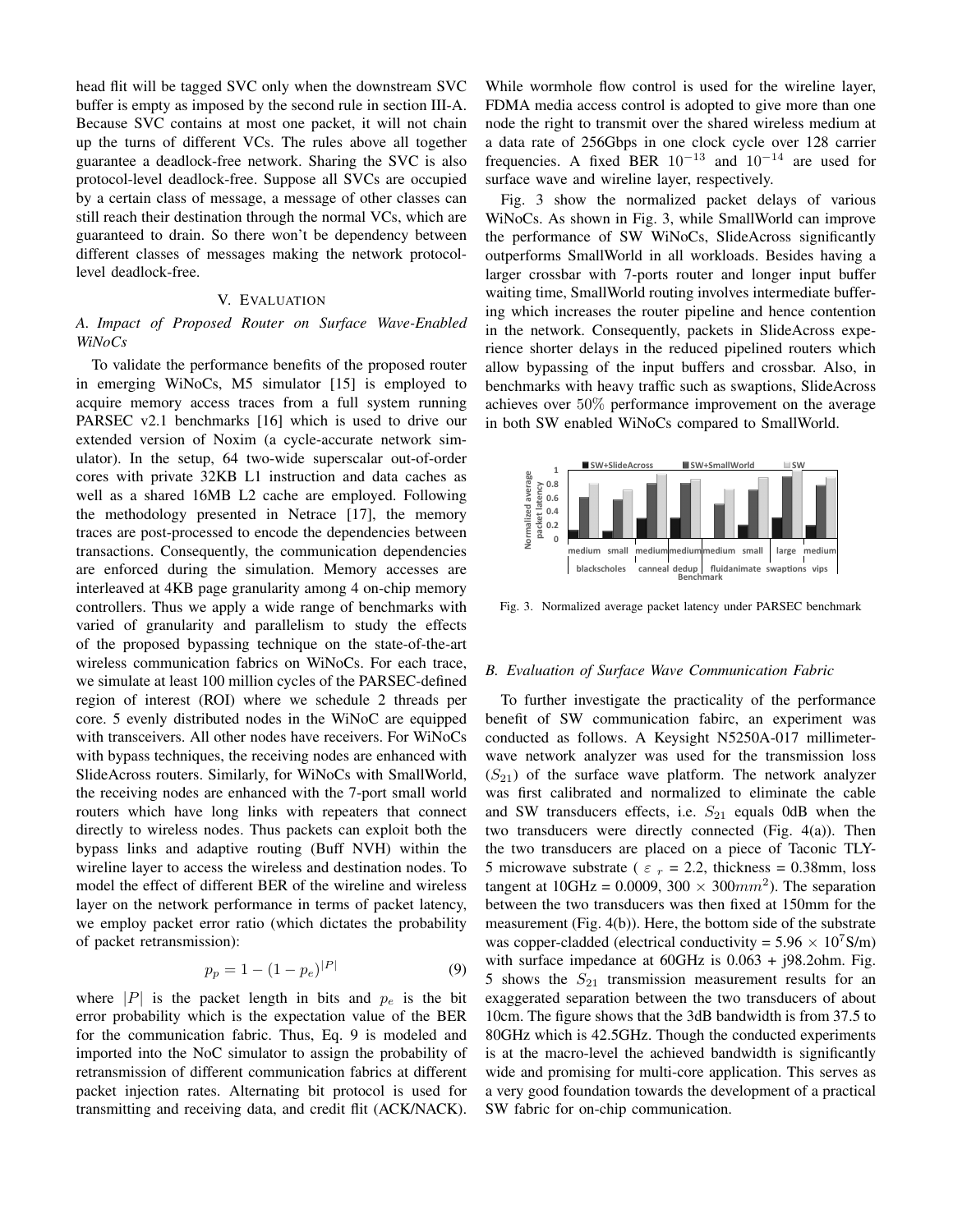head flit will be tagged SVC only when the downstream SVC buffer is empty as imposed by the second rule in section III-A. Because SVC contains at most one packet, it will not chain up the turns of different VCs. The rules above all together guarantee a deadlock-free network. Sharing the SVC is also protocol-level deadlock-free. Suppose all SVCs are occupied by a certain class of message, a message of other classes can still reach their destination through the normal VCs, which are guaranteed to drain. So there won't be dependency between different classes of messages making the network protocol-level deadlock-free.

## V. Evaluation

### *A. Impact of Proposed Router on Surface Wave-Enabled WiNoCs*

To validate the performance benefits of the proposed router in emerging WiNoCs, M5 simulator [15] is employed to acquire memory access traces from a full system running PARSEC v2.1 benchmarks [16] which is used to drive our extended version of Noxim (a cycle-accurate network simulator). In the setup, 64 two-wide superscalar out-of-order cores with private 32KB L1 instruction and data caches as well as a shared 16MB L2 cache are employed. Following the methodology presented in Netrace [17], the memory traces are post-processed to encode the dependencies between transactions. Consequently, the communication dependencies are enforced during the simulation. Memory accesses are interleaved at 4KB page granularity among 4 on-chip memory controllers. Thus we apply a wide range of benchmarks with varied of granularity and parallelism to study the effects of the proposed bypassing technique on the state-of-the-art wireless communication fabrics on WiNoCs. For each trace, we simulate at least 100 million cycles of the PARSEC-defined region of interest (ROI) where we schedule 2 threads per core. 5 evenly distributed nodes in the WiNoC are equipped with transceivers. All other nodes have receivers. For WiNoCs with bypass techniques, the receiving nodes are enhanced with SlideAcross routers. Similarly, for WiNoCs with SmallWorld, the receiving nodes are enhanced with the 7-port small world routers which have long links with repeaters that connect directly to wireless nodes. Thus packets can exploit both the bypass links and adaptive routing (Buff NVH) within the wireline layer to access the wireless and destination nodes. To model the effect of different BER of the wireline and wireless layer on the network performance in terms of packet latency, we employ packet error ratio (which dictates the probability of packet retransmission):

$$p_p = 1 - (1 - p_e)^{|P|} \tag{9}$$

where $|P|$ is the packet length in bits and $p_e$ is the bit error probability which is the expectation value of the BER for the communication fabric. Thus, Eq. 9 is modeled and imported into the NoC simulator to assign the probability of retransmission of different communication fabrics at different packet injection rates. Alternating bit protocol is used for transmitting and receiving data, and credit flit (ACK/NACK). While wormhole flow control is used for the wireline layer, FDMA media access control is adopted to give more than one node the right to transmit over the shared wireless medium at a data rate of 256Gbps in one clock cycle over 128 carrier frequencies. A fixed BER $10^{-13}$ and $10^{-14}$ are used for surface wave and wireline layer, respectively.

Fig. 3 show the normalized packet delays of various WiNoCs. As shown in Fig. 3, while SmallWorld can improve the performance of SW WiNoCs, SlideAcross significantly outperforms SmallWorld in all workloads. Besides having a larger crossbar with 7-ports router and longer input buffer waiting time, SmallWorld routing involves intermediate buffering which increases the router pipeline and hence contention in the network. Consequently, packets in SlideAcross experience shorter delays in the reduced pipelined routers which allow bypassing of the input buffers and crossbar. Also, in benchmarks with heavy traffic such as swaptions, SlideAcross achieves over 50% performance improvement on the average in both SW enabled WiNoCs compared to SmallWorld.

Fig. 3. Normalized average packet latency under PARSEC benchmark

### *B. Evaluation of Surface Wave Communication Fabric*

To further investigate the practicality of the performance benefit of SW communication fabirc, an experiment was conducted as follows. A Keysight N5250A-017 millimeter-wave network analyzer was used for the transmission loss ($S_{21}$) of the surface wave platform. The network analyzer was first calibrated and normalized to eliminate the cable and SW transducers effects, i.e. $S_{21}$ equals 0dB when the two transducers were directly connected (Fig. 4(a)). Then the two transducers are placed on a piece of Taconic TLY-5 microwave substrate ( $\varepsilon_r$ = 2.2, thickness = 0.38mm, loss tangent at 10GHz = 0.0009, 300 × 300$mm^2$). The separation between the two transducers was then fixed at 150mm for the measurement (Fig. 4(b)). Here, the bottom side of the substrate was copper-cladded (electrical conductivity = 5.96 × $10^7$S/m) with surface impedance at 60GHz is 0.063 + j98.2ohm. Fig. 5 shows the $S_{21}$ transmission measurement results for an exaggerated separation between the two transducers of about 10cm. The figure shows that the 3dB bandwidth is from 37.5 to 80GHz which is 42.5GHz. Though the conducted experiments is at the macro-level the achieved bandwidth is significantly wide and promising for multi-core application. This serves as a very good foundation towards the development of a practical SW fabric for on-chip communication.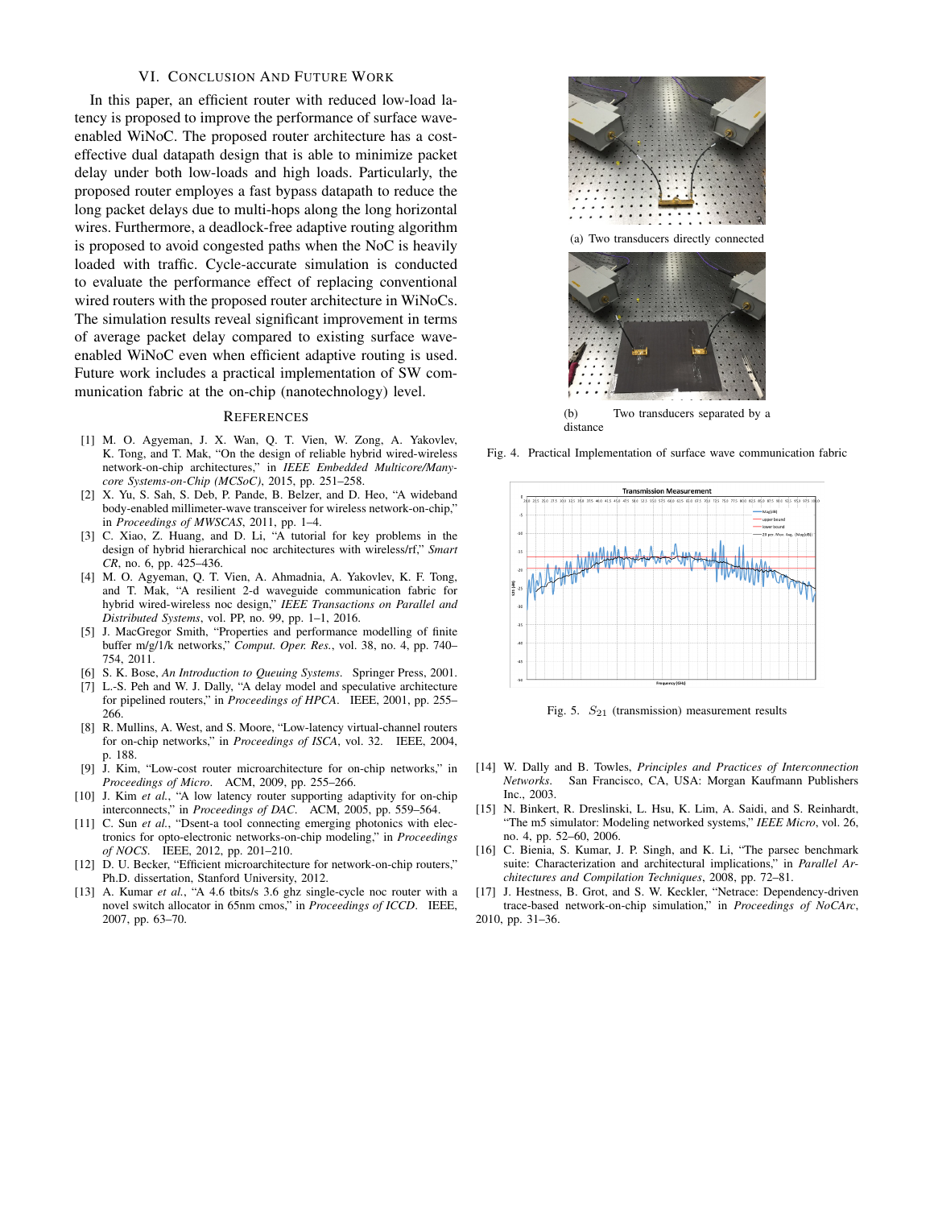## VI. Conclusion And Future Work

In this paper, an efficient router with reduced low-load latency is proposed to improve the performance of surface wave-enabled WiNoC. The proposed router architecture has a cost-effective dual datapath design that is able to minimize packet delay under both low-loads and high loads. Particularly, the proposed router employes a fast bypass datapath to reduce the long packet delays due to multi-hops along the long horizontal wires. Furthermore, a deadlock-free adaptive routing algorithm is proposed to avoid congested paths when the NoC is heavily loaded with traffic. Cycle-accurate simulation is conducted to evaluate the performance effect of replacing conventional wired routers with the proposed router architecture in WiNoCs. The simulation results reveal significant improvement in terms of average packet delay compared to existing surface wave-enabled WiNoC even when efficient adaptive routing is used. Future work includes a practical implementation of SW communication fabric at the on-chip (nanotechnology) level.

(a) Two transducers directly connected

(b) Two transducers separated by a distance

Fig. 4. Practical Implementation of surface wave communication fabric

Transmission Measurement

Mag(dB)
upper bound
lower bound
20 per. Mov. Avg. (Mag(dB))

S21 (dB)

Frequency (GHz)

Fig. 5. $S_{21}$ (transmission) measurement results

## References

[1] M. O. Agyeman, J. X. Wan, Q. T. Vien, W. Zong, A. Yakovlev, K. Tong, and T. Mak, "On the design of reliable hybrid wired-wireless network-on-chip architectures," in *IEEE Embedded Multicore/Many-core Systems-on-Chip (MCSoC)*, 2015, pp. 251–258.

[2] X. Yu, S. Sah, S. Deb, P. Pande, B. Belzer, and D. Heo, "A wideband body-enabled millimeter-wave transceiver for wireless network-on-chip," in *Proceedings of MWSCAS*, 2011, pp. 1–4.

[3] C. Xiao, Z. Huang, and D. Li, "A tutorial for key problems in the design of hybrid hierarchical noc architectures with wireless/rf," *Smart CR*, no. 6, pp. 425–436.

[4] M. O. Agyeman, Q. T. Vien, A. Ahmadnia, A. Yakovlev, K. F. Tong, and T. Mak, "A resilient 2-d waveguide communication fabric for hybrid wired-wireless noc design," *IEEE Transactions on Parallel and Distributed Systems*, vol. PP, no. 99, pp. 1–1, 2016.

[5] J. MacGregor Smith, "Properties and performance modelling of finite buffer m/g/1/k networks," *Comput. Oper. Res.*, vol. 38, no. 4, pp. 740–754, 2011.

[6] S. K. Bose, *An Introduction to Queuing Systems*. Springer Press, 2001.

[7] L.-S. Peh and W. J. Dally, "A delay model and speculative architecture for pipelined routers," in *Proceedings of HPCA*. IEEE, 2001, pp. 255–266.

[8] R. Mullins, A. West, and S. Moore, "Low-latency virtual-channel routers for on-chip networks," in *Proceedings of ISCA*, vol. 32. IEEE, 2004, p. 188.

[9] J. Kim, "Low-cost router microarchitecture for on-chip networks," in *Proceedings of Micro*. ACM, 2009, pp. 255–266.

[10] J. Kim *et al.*, "A low latency router supporting adaptivity for on-chip interconnects," in *Proceedings of DAC*. ACM, 2005, pp. 559–564.

[11] C. Sun *et al.*, "Dsent-a tool connecting emerging photonics with electronics for opto-electronic networks-on-chip modeling," in *Proceedings of NOCS*. IEEE, 2012, pp. 201–210.

[12] D. U. Becker, "Efficient microarchitecture for network-on-chip routers," Ph.D. dissertation, Stanford University, 2012.

[13] A. Kumar *et al.*, "A 4.6 tbits/s 3.6 ghz single-cycle noc router with a novel switch allocator in 65nm cmos," in *Proceedings of ICCD*. IEEE, 2007, pp. 63–70.

[14] W. Dally and B. Towles, *Principles and Practices of Interconnection Networks*. San Francisco, CA, USA: Morgan Kaufmann Publishers Inc., 2003.

[15] N. Binkert, R. Dreslinski, L. Hsu, K. Lim, A. Saidi, and S. Reinhardt, "The m5 simulator: Modeling networked systems," *IEEE Micro*, vol. 26, no. 4, pp. 52–60, 2006.

[16] C. Bienia, S. Kumar, J. P. Singh, and K. Li, "The parsec benchmark suite: Characterization and architectural implications," in *Parallel Architectures and Compilation Techniques*, 2008, pp. 72–81.

[17] J. Hestness, B. Grot, and S. W. Keckler, "Netrace: Dependency-driven trace-based network-on-chip simulation," in *Proceedings of NoCArc*, 2010, pp. 31–36.